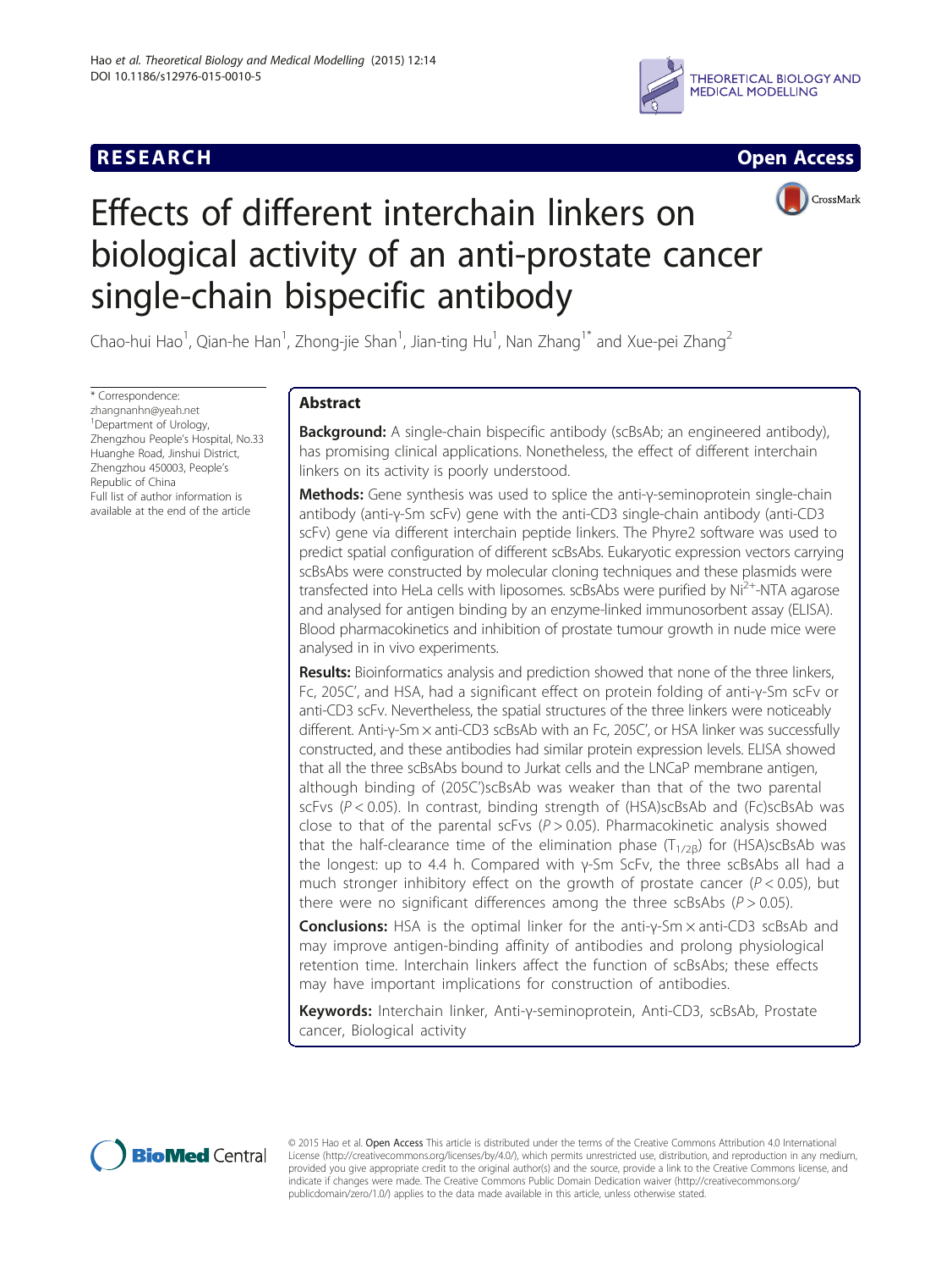RESEARCH Open Access

# Effects of different interchain linkers on biological activity of an anti-prostate cancer single-chain bispecific antibody

Chao-hui Hao[1], Qian-he Han[1], Zhong-jie Shan[1], Jian-ting Hu[1], Nan Zhang[1*] and Xue-pei Zhang[2]

\* Correspondence: zhangnanhn@yeah.net
[1]Department of Urology, Zhengzhou People's Hospital, No.33 Huanghe Road, Jinshui District, Zhengzhou 450003, People's Republic of China
Full list of author information is available at the end of the article

## Abstract

**Background:** A single-chain bispecific antibody (scBsAb; an engineered antibody), has promising clinical applications. Nonetheless, the effect of different interchain linkers on its activity is poorly understood.

**Methods:** Gene synthesis was used to splice the anti-γ-seminoprotein single-chain antibody (anti-γ-Sm scFv) gene with the anti-CD3 single-chain antibody (anti-CD3 scFv) gene via different interchain peptide linkers. The Phyre2 software was used to predict spatial configuration of different scBsAbs. Eukaryotic expression vectors carrying scBsAbs were constructed by molecular cloning techniques and these plasmids were transfected into HeLa cells with liposomes. scBsAbs were purified by $Ni^{2+}$-NTA agarose and analysed for antigen binding by an enzyme-linked immunosorbent assay (ELISA). Blood pharmacokinetics and inhibition of prostate tumour growth in nude mice were analysed in in vivo experiments.

**Results:** Bioinformatics analysis and prediction showed that none of the three linkers, Fc, 205C', and HSA, had a significant effect on protein folding of anti-γ-Sm scFv or anti-CD3 scFv. Nevertheless, the spatial structures of the three linkers were noticeably different. Anti-γ-Sm × anti-CD3 scBsAb with an Fc, 205C', or HSA linker was successfully constructed, and these antibodies had similar protein expression levels. ELISA showed that all the three scBsAbs bound to Jurkat cells and the LNCaP membrane antigen, although binding of (205C')scBsAb was weaker than that of the two parental scFvs ($P < 0.05$). In contrast, binding strength of (HSA)scBsAb and (Fc)scBsAb was close to that of the parental scFvs ($P > 0.05$). Pharmacokinetic analysis showed that the half-clearance time of the elimination phase ($T_{1/2\beta}$) for (HSA)scBsAb was the longest: up to 4.4 h. Compared with γ-Sm ScFv, the three scBsAbs all had a much stronger inhibitory effect on the growth of prostate cancer ($P < 0.05$), but there were no significant differences among the three scBsAbs ($P > 0.05$).

**Conclusions:** HSA is the optimal linker for the anti-γ-Sm × anti-CD3 scBsAb and may improve antigen-binding affinity of antibodies and prolong physiological retention time. Interchain linkers affect the function of scBsAbs; these effects may have important implications for construction of antibodies.

**Keywords:** Interchain linker, Anti-γ-seminoprotein, Anti-CD3, scBsAb, Prostate cancer, Biological activity

© 2015 Hao et al. Open Access This article is distributed under the terms of the Creative Commons Attribution 4.0 International License (http://creativecommons.org/licenses/by/4.0/), which permits unrestricted use, distribution, and reproduction in any medium, provided you give appropriate credit to the original author(s) and the source, provide a link to the Creative Commons license, and indicate if changes were made. The Creative Commons Public Domain Dedication waiver (http://creativecommons.org/publicdomain/zero/1.0/) applies to the data made available in this article, unless otherwise stated.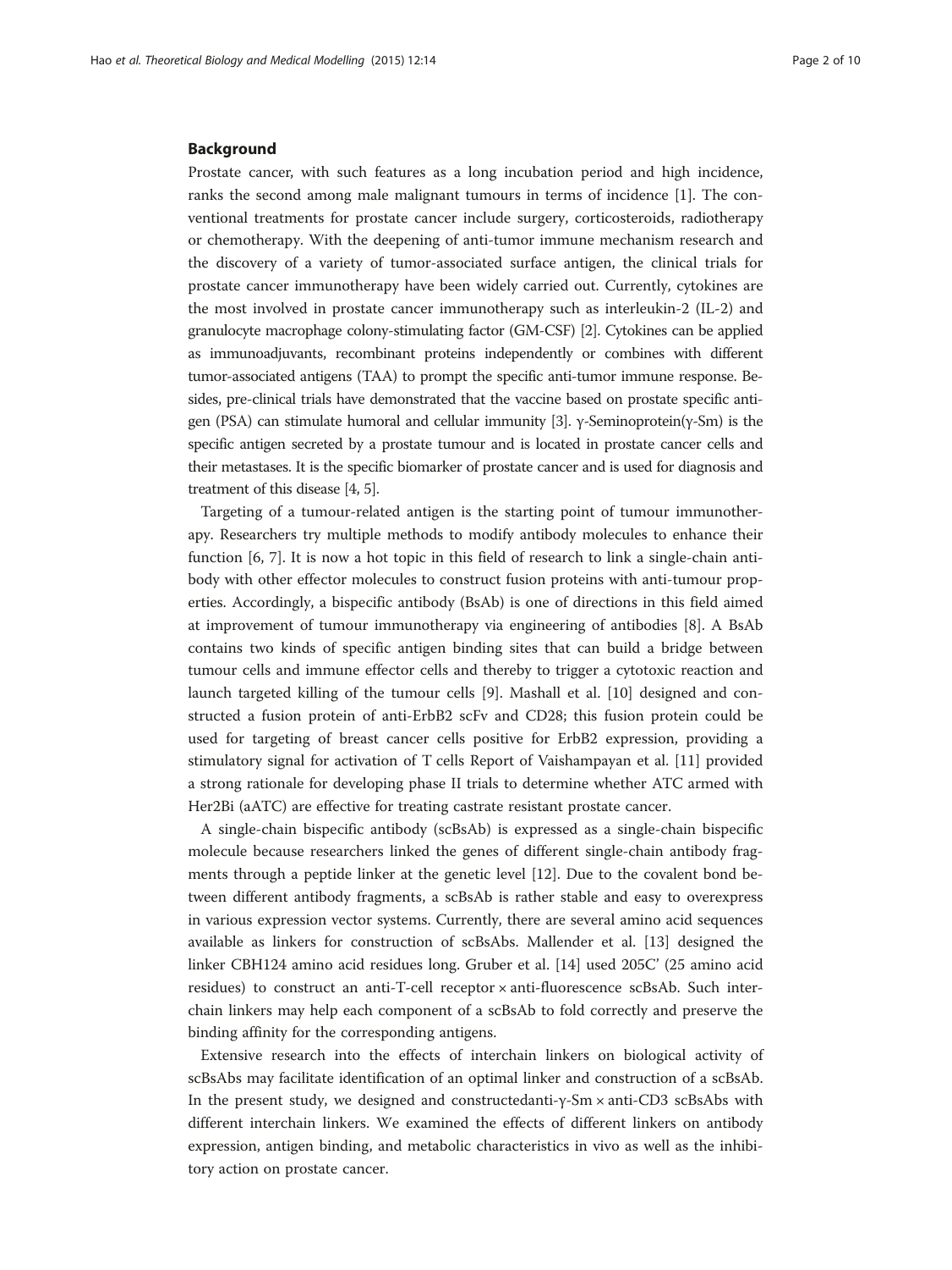## Background

Prostate cancer, with such features as a long incubation period and high incidence, ranks the second among male malignant tumours in terms of incidence [1]. The conventional treatments for prostate cancer include surgery, corticosteroids, radiotherapy or chemotherapy. With the deepening of anti-tumor immune mechanism research and the discovery of a variety of tumor-associated surface antigen, the clinical trials for prostate cancer immunotherapy have been widely carried out. Currently, cytokines are the most involved in prostate cancer immunotherapy such as interleukin-2 (IL-2) and granulocyte macrophage colony-stimulating factor (GM-CSF) [2]. Cytokines can be applied as immunoadjuvants, recombinant proteins independently or combines with different tumor-associated antigens (TAA) to prompt the specific anti-tumor immune response. Besides, pre-clinical trials have demonstrated that the vaccine based on prostate specific antigen (PSA) can stimulate humoral and cellular immunity [3]. γ-Seminoprotein(γ-Sm) is the specific antigen secreted by a prostate tumour and is located in prostate cancer cells and their metastases. It is the specific biomarker of prostate cancer and is used for diagnosis and treatment of this disease [4, 5].

Targeting of a tumour-related antigen is the starting point of tumour immunotherapy. Researchers try multiple methods to modify antibody molecules to enhance their function [6, 7]. It is now a hot topic in this field of research to link a single-chain antibody with other effector molecules to construct fusion proteins with anti-tumour properties. Accordingly, a bispecific antibody (BsAb) is one of directions in this field aimed at improvement of tumour immunotherapy via engineering of antibodies [8]. A BsAb contains two kinds of specific antigen binding sites that can build a bridge between tumour cells and immune effector cells and thereby to trigger a cytotoxic reaction and launch targeted killing of the tumour cells [9]. Mashall et al. [10] designed and constructed a fusion protein of anti-ErbB2 scFv and CD28; this fusion protein could be used for targeting of breast cancer cells positive for ErbB2 expression, providing a stimulatory signal for activation of T cells Report of Vaishampayan et al. [11] provided a strong rationale for developing phase II trials to determine whether ATC armed with Her2Bi (aATC) are effective for treating castrate resistant prostate cancer.

A single-chain bispecific antibody (scBsAb) is expressed as a single-chain bispecific molecule because researchers linked the genes of different single-chain antibody fragments through a peptide linker at the genetic level [12]. Due to the covalent bond between different antibody fragments, a scBsAb is rather stable and easy to overexpress in various expression vector systems. Currently, there are several amino acid sequences available as linkers for construction of scBsAbs. Mallender et al. [13] designed the linker CBH124 amino acid residues long. Gruber et al. [14] used 205C' (25 amino acid residues) to construct an anti-T-cell receptor × anti-fluorescence scBsAb. Such interchain linkers may help each component of a scBsAb to fold correctly and preserve the binding affinity for the corresponding antigens.

Extensive research into the effects of interchain linkers on biological activity of scBsAbs may facilitate identification of an optimal linker and construction of a scBsAb. In the present study, we designed and constructedanti-γ-Sm × anti-CD3 scBsAbs with different interchain linkers. We examined the effects of different linkers on antibody expression, antigen binding, and metabolic characteristics in vivo as well as the inhibitory action on prostate cancer.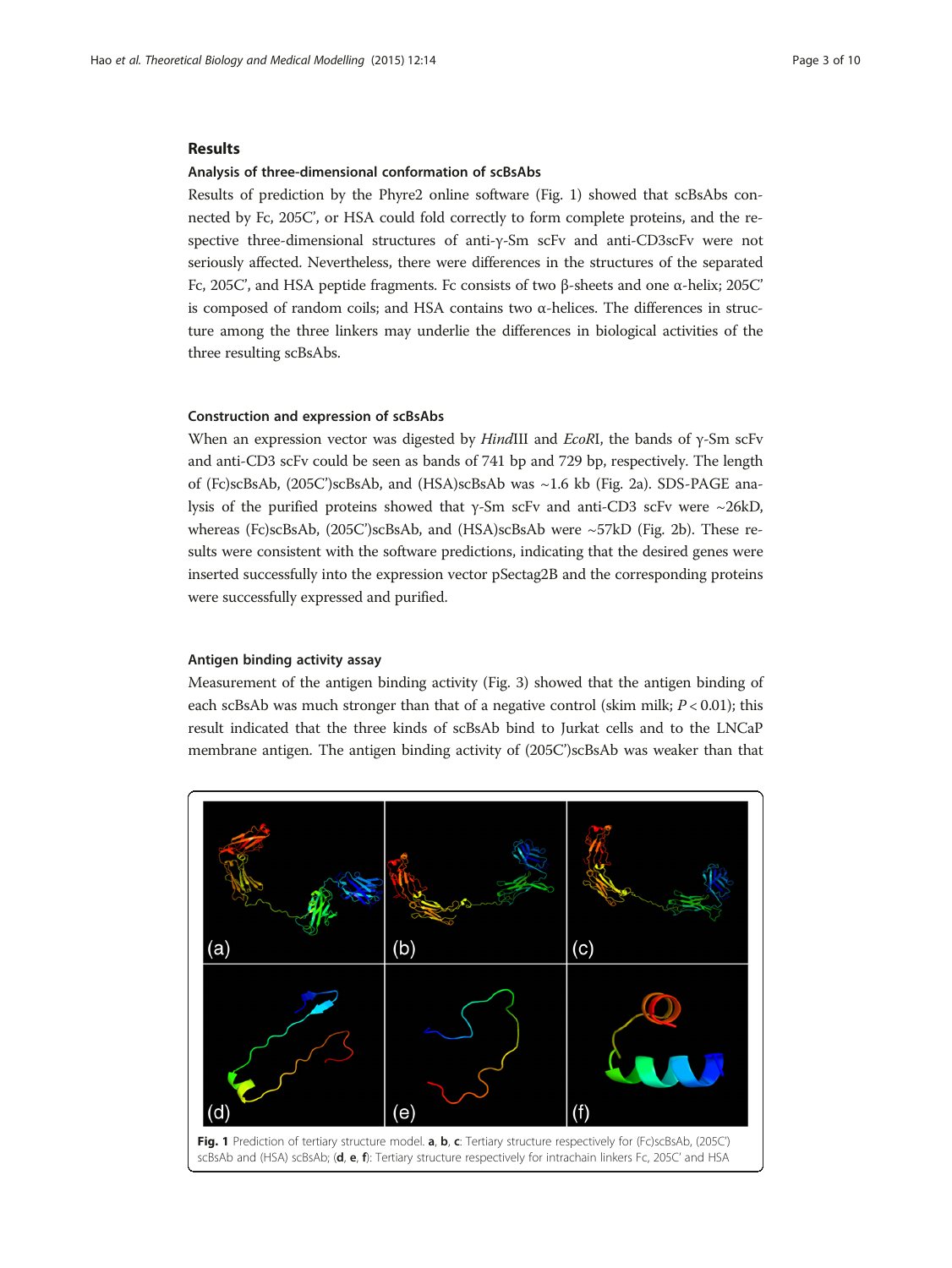## Results

### Analysis of three-dimensional conformation of scBsAbs

Results of prediction by the Phyre2 online software (Fig. 1) showed that scBsAbs connected by Fc, 205C', or HSA could fold correctly to form complete proteins, and the respective three-dimensional structures of anti-γ-Sm scFv and anti-CD3scFv were not seriously affected. Nevertheless, there were differences in the structures of the separated Fc, 205C', and HSA peptide fragments. Fc consists of two β-sheets and one α-helix; 205C' is composed of random coils; and HSA contains two α-helices. The differences in structure among the three linkers may underlie the differences in biological activities of the three resulting scBsAbs.

### Construction and expression of scBsAbs

When an expression vector was digested by *Hind*III and *Eco*RI, the bands of γ-Sm scFv and anti-CD3 scFv could be seen as bands of 741 bp and 729 bp, respectively. The length of (Fc)scBsAb, (205C')scBsAb, and (HSA)scBsAb was ~1.6 kb (Fig. 2a). SDS-PAGE analysis of the purified proteins showed that γ-Sm scFv and anti-CD3 scFv were ~26kD, whereas (Fc)scBsAb, (205C')scBsAb, and (HSA)scBsAb were ~57kD (Fig. 2b). These results were consistent with the software predictions, indicating that the desired genes were inserted successfully into the expression vector pSectag2B and the corresponding proteins were successfully expressed and purified.

### Antigen binding activity assay

Measurement of the antigen binding activity (Fig. 3) showed that the antigen binding of each scBsAb was much stronger than that of a negative control (skim milk; $P < 0.01$); this result indicated that the three kinds of scBsAb bind to Jurkat cells and to the LNCaP membrane antigen. The antigen binding activity of (205C')scBsAb was weaker than that

**Fig. 1** Prediction of tertiary structure model. **a**, **b**, **c**: Tertiary structure respectively for (Fc)scBsAb, (205C') scBsAb and (HSA) scBsAb; (**d**, **e**, **f**): Tertiary structure respectively for intrachain linkers Fc, 205C' and HSA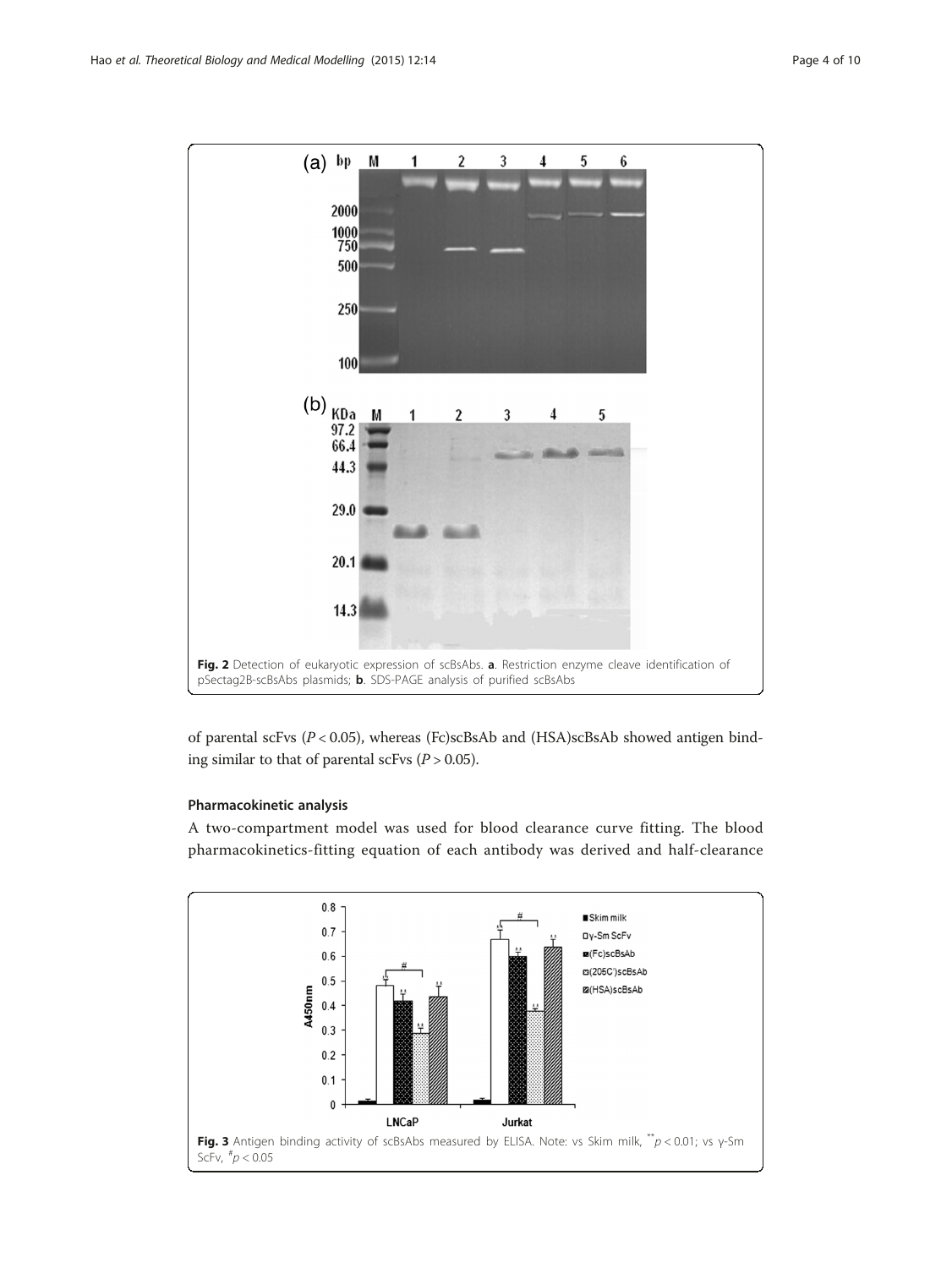Fig. 2 Detection of eukaryotic expression of scBsAbs. **a**. Restriction enzyme cleave identification of pSectag2B-scBsAbs plasmids; **b**. SDS-PAGE analysis of purified scBsAbs

of parental scFvs ($P < 0.05$), whereas (Fc)scBsAb and (HSA)scBsAb showed antigen binding similar to that of parental scFvs ($P > 0.05$).

#### Pharmacokinetic analysis

A two-compartment model was used for blood clearance curve fitting. The blood pharmacokinetics-fitting equation of each antibody was derived and half-clearance

Fig. 3 Antigen binding activity of scBsAbs measured by ELISA. Note: vs Skim milk, $^{**}p < 0.01$; vs γ-Sm ScFv, $^{\#}p < 0.05$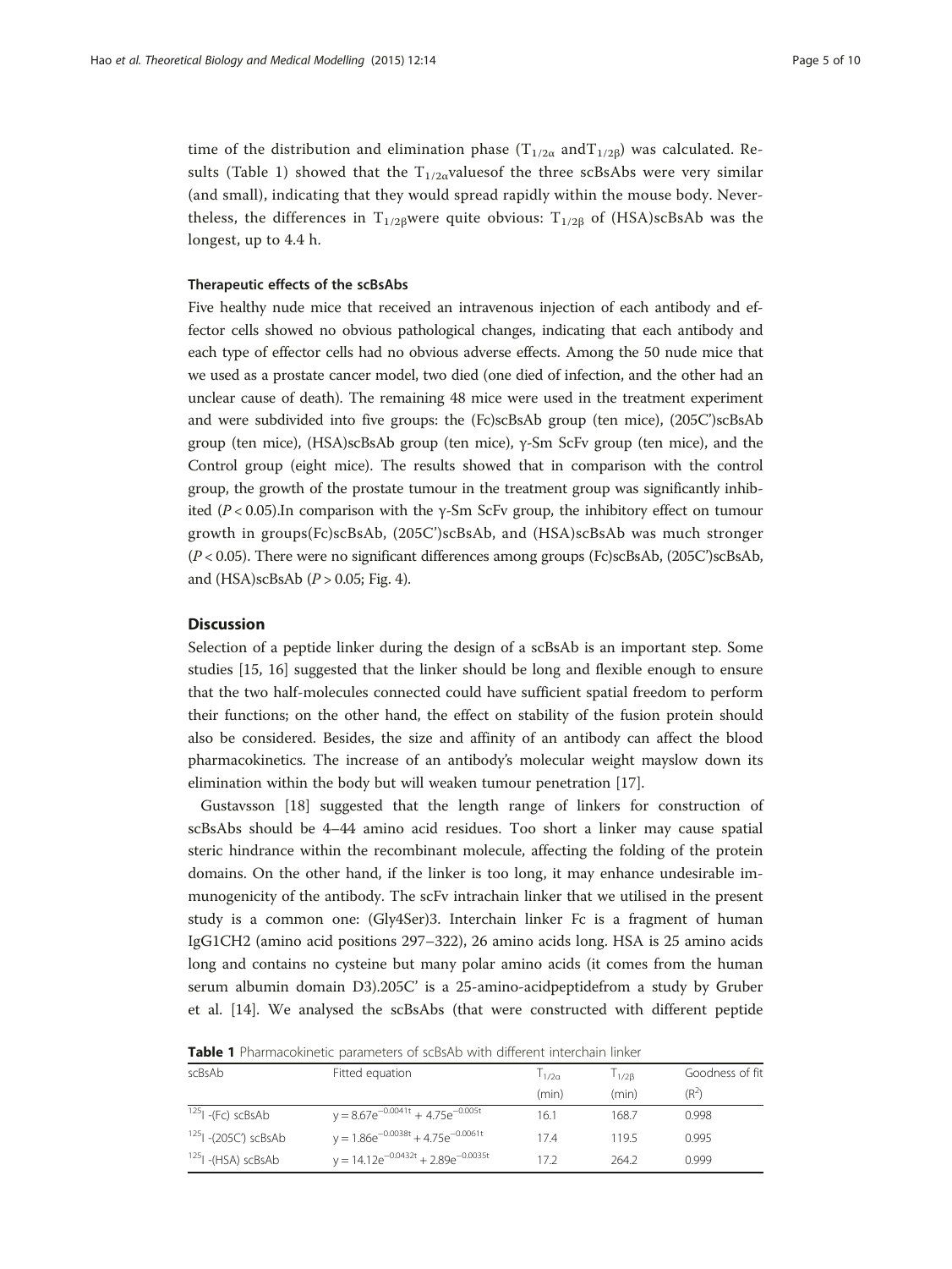time of the distribution and elimination phase ($T_{1/2\alpha}$ and $T_{1/2\beta}$) was calculated. Results (Table 1) showed that the $T_{1/2\alpha}$ valuesof the three scBsAbs were very similar (and small), indicating that they would spread rapidly within the mouse body. Nevertheless, the differences in $T_{1/2\beta}$ were quite obvious: $T_{1/2\beta}$ of (HSA)scBsAb was the longest, up to 4.4 h.

#### Therapeutic effects of the scBsAbs

Five healthy nude mice that received an intravenous injection of each antibody and effector cells showed no obvious pathological changes, indicating that each antibody and each type of effector cells had no obvious adverse effects. Among the 50 nude mice that we used as a prostate cancer model, two died (one died of infection, and the other had an unclear cause of death). The remaining 48 mice were used in the treatment experiment and were subdivided into five groups: the (Fc)scBsAb group (ten mice), (205C')scBsAb group (ten mice), (HSA)scBsAb group (ten mice), γ-Sm ScFv group (ten mice), and the Control group (eight mice). The results showed that in comparison with the control group, the growth of the prostate tumour in the treatment group was significantly inhibited ($P < 0.05$).In comparison with the γ-Sm ScFv group, the inhibitory effect on tumour growth in groups(Fc)scBsAb, (205C')scBsAb, and (HSA)scBsAb was much stronger ($P < 0.05$). There were no significant differences among groups (Fc)scBsAb, (205C')scBsAb, and (HSA)scBsAb ($P > 0.05$; Fig. 4).

## Discussion

Selection of a peptide linker during the design of a scBsAb is an important step. Some studies [15, 16] suggested that the linker should be long and flexible enough to ensure that the two half-molecules connected could have sufficient spatial freedom to perform their functions; on the other hand, the effect on stability of the fusion protein should also be considered. Besides, the size and affinity of an antibody can affect the blood pharmacokinetics. The increase of an antibody's molecular weight mayslow down its elimination within the body but will weaken tumour penetration [17].

Gustavsson [18] suggested that the length range of linkers for construction of scBsAbs should be 4–44 amino acid residues. Too short a linker may cause spatial steric hindrance within the recombinant molecule, affecting the folding of the protein domains. On the other hand, if the linker is too long, it may enhance undesirable immunogenicity of the antibody. The scFv intrachain linker that we utilised in the present study is a common one: (Gly4Ser)3. Interchain linker Fc is a fragment of human IgG1CH2 (amino acid positions 297–322), 26 amino acids long. HSA is 25 amino acids long and contains no cysteine but many polar amino acids (it comes from the human serum albumin domain D3).205C' is a 25-amino-acidpeptidefrom a study by Gruber et al. [14]. We analysed the scBsAbs (that were constructed with different peptide

**Table 1** Pharmacokinetic parameters of scBsAb with different interchain linker

| scBsAb | Fitted equation | $T_{1/2\alpha}$ (min) | $T_{1/2\beta}$ (min) | Goodness of fit ($R^2$) |
|---|---|---|---|---|
| $^{125}$I -(Fc) scBsAb | $y = 8.67e^{-0.0041t} + 4.75e^{-0.005t}$ | 16.1 | 168.7 | 0.998 |
| $^{125}$I -(205C') scBsAb | $y = 1.86e^{-0.0038t} + 4.75e^{-0.0061t}$ | 17.4 | 119.5 | 0.995 |
| $^{125}$I -(HSA) scBsAb | $y = 14.12e^{-0.0432t} + 2.89e^{-0.0035t}$ | 17.2 | 264.2 | 0.999 |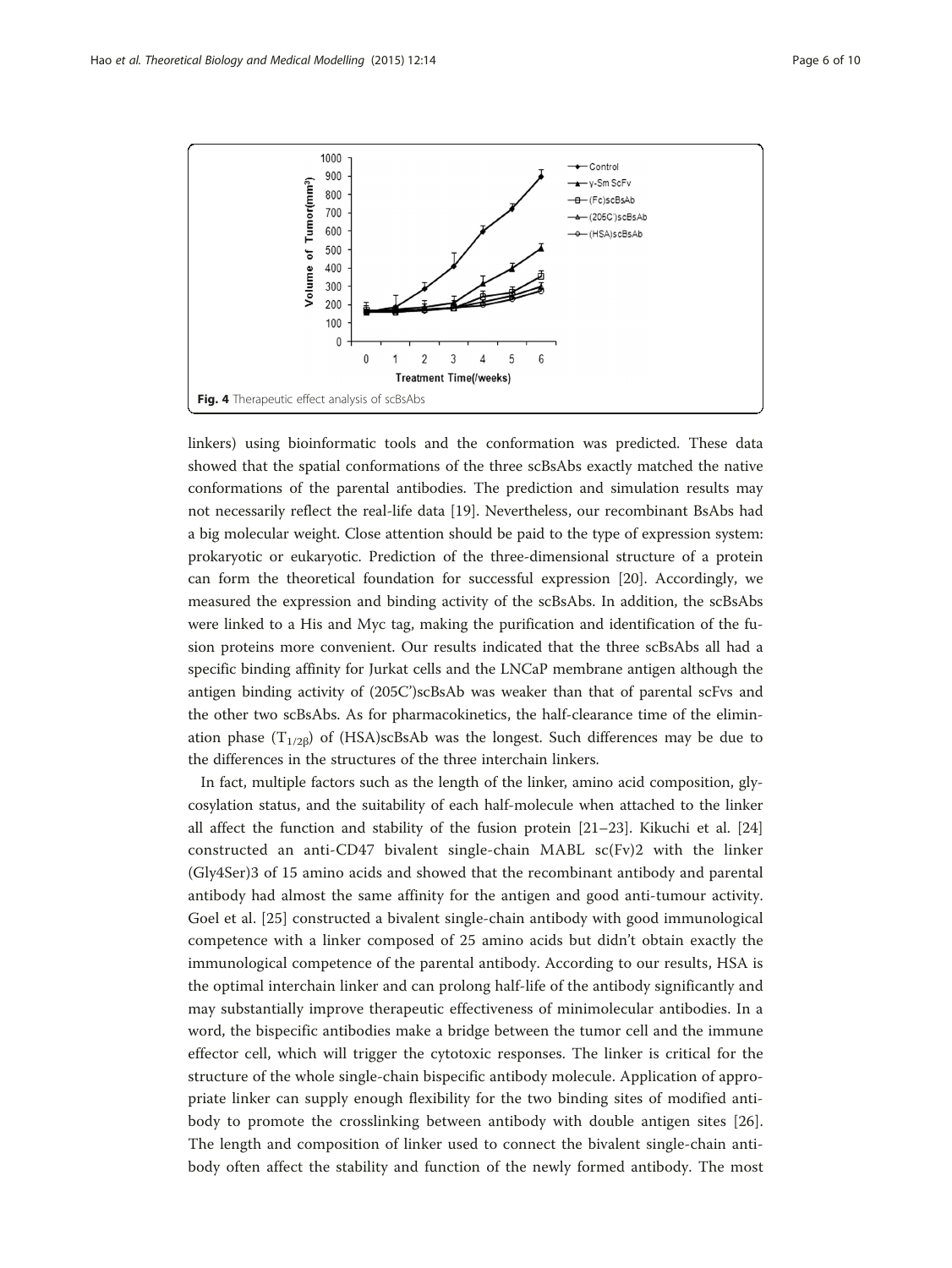Fig. 4 Therapeutic effect analysis of scBsAbs

linkers) using bioinformatic tools and the conformation was predicted. These data showed that the spatial conformations of the three scBsAbs exactly matched the native conformations of the parental antibodies. The prediction and simulation results may not necessarily reflect the real-life data [19]. Nevertheless, our recombinant BsAbs had a big molecular weight. Close attention should be paid to the type of expression system: prokaryotic or eukaryotic. Prediction of the three-dimensional structure of a protein can form the theoretical foundation for successful expression [20]. Accordingly, we measured the expression and binding activity of the scBsAbs. In addition, the scBsAbs were linked to a His and Myc tag, making the purification and identification of the fusion proteins more convenient. Our results indicated that the three scBsAbs all had a specific binding affinity for Jurkat cells and the LNCaP membrane antigen although the antigen binding activity of (205C')scBsAb was weaker than that of parental scFvs and the other two scBsAbs. As for pharmacokinetics, the half-clearance time of the elimination phase ($T_{1/2\beta}$) of (HSA)scBsAb was the longest. Such differences may be due to the differences in the structures of the three interchain linkers.

In fact, multiple factors such as the length of the linker, amino acid composition, glycosylation status, and the suitability of each half-molecule when attached to the linker all affect the function and stability of the fusion protein [21–23]. Kikuchi et al. [24] constructed an anti-CD47 bivalent single-chain MABL sc(Fv)2 with the linker (Gly4Ser)3 of 15 amino acids and showed that the recombinant antibody and parental antibody had almost the same affinity for the antigen and good anti-tumour activity. Goel et al. [25] constructed a bivalent single-chain antibody with good immunological competence with a linker composed of 25 amino acids but didn't obtain exactly the immunological competence of the parental antibody. According to our results, HSA is the optimal interchain linker and can prolong half-life of the antibody significantly and may substantially improve therapeutic effectiveness of minimolecular antibodies. In a word, the bispecific antibodies make a bridge between the tumor cell and the immune effector cell, which will trigger the cytotoxic responses. The linker is critical for the structure of the whole single-chain bispecific antibody molecule. Application of appropriate linker can supply enough flexibility for the two binding sites of modified antibody to promote the crosslinking between antibody with double antigen sites [26]. The length and composition of linker used to connect the bivalent single-chain antibody often affect the stability and function of the newly formed antibody. The most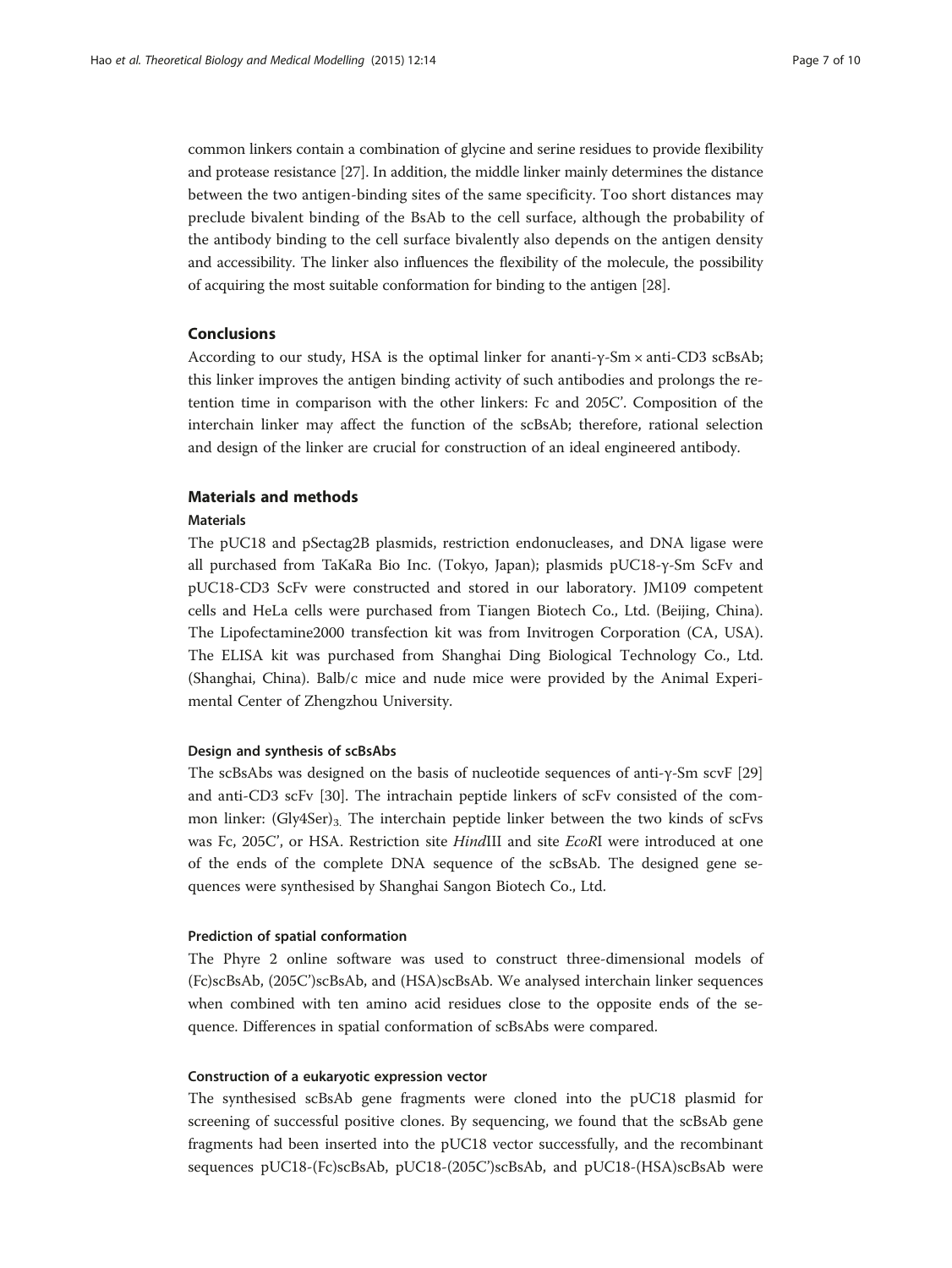common linkers contain a combination of glycine and serine residues to provide flexibility and protease resistance [27]. In addition, the middle linker mainly determines the distance between the two antigen-binding sites of the same specificity. Too short distances may preclude bivalent binding of the BsAb to the cell surface, although the probability of the antibody binding to the cell surface bivalently also depends on the antigen density and accessibility. The linker also influences the flexibility of the molecule, the possibility of acquiring the most suitable conformation for binding to the antigen [28].

## Conclusions

According to our study, HSA is the optimal linker for ananti-γ-Sm × anti-CD3 scBsAb; this linker improves the antigen binding activity of such antibodies and prolongs the retention time in comparison with the other linkers: Fc and 205C'. Composition of the interchain linker may affect the function of the scBsAb; therefore, rational selection and design of the linker are crucial for construction of an ideal engineered antibody.

## Materials and methods

### Materials

The pUC18 and pSectag2B plasmids, restriction endonucleases, and DNA ligase were all purchased from TaKaRa Bio Inc. (Tokyo, Japan); plasmids pUC18-γ-Sm ScFv and pUC18-CD3 ScFv were constructed and stored in our laboratory. JM109 competent cells and HeLa cells were purchased from Tiangen Biotech Co., Ltd. (Beijing, China). The Lipofectamine2000 transfection kit was from Invitrogen Corporation (CA, USA). The ELISA kit was purchased from Shanghai Ding Biological Technology Co., Ltd. (Shanghai, China). Balb/c mice and nude mice were provided by the Animal Experimental Center of Zhengzhou University.

#### Design and synthesis of scBsAbs

The scBsAbs was designed on the basis of nucleotide sequences of anti-γ-Sm scvF [29] and anti-CD3 scFv [30]. The intrachain peptide linkers of scFv consisted of the common linker: $(Gly4Ser)_3$. The interchain peptide linker between the two kinds of scFvs was Fc, 205C', or HSA. Restriction site *Hind*III and site *EcoR*I were introduced at one of the ends of the complete DNA sequence of the scBsAb. The designed gene sequences were synthesised by Shanghai Sangon Biotech Co., Ltd.

#### Prediction of spatial conformation

The Phyre 2 online software was used to construct three-dimensional models of (Fc)scBsAb, (205C')scBsAb, and (HSA)scBsAb. We analysed interchain linker sequences when combined with ten amino acid residues close to the opposite ends of the sequence. Differences in spatial conformation of scBsAbs were compared.

#### Construction of a eukaryotic expression vector

The synthesised scBsAb gene fragments were cloned into the pUC18 plasmid for screening of successful positive clones. By sequencing, we found that the scBsAb gene fragments had been inserted into the pUC18 vector successfully, and the recombinant sequences pUC18-(Fc)scBsAb, pUC18-(205C')scBsAb, and pUC18-(HSA)scBsAb were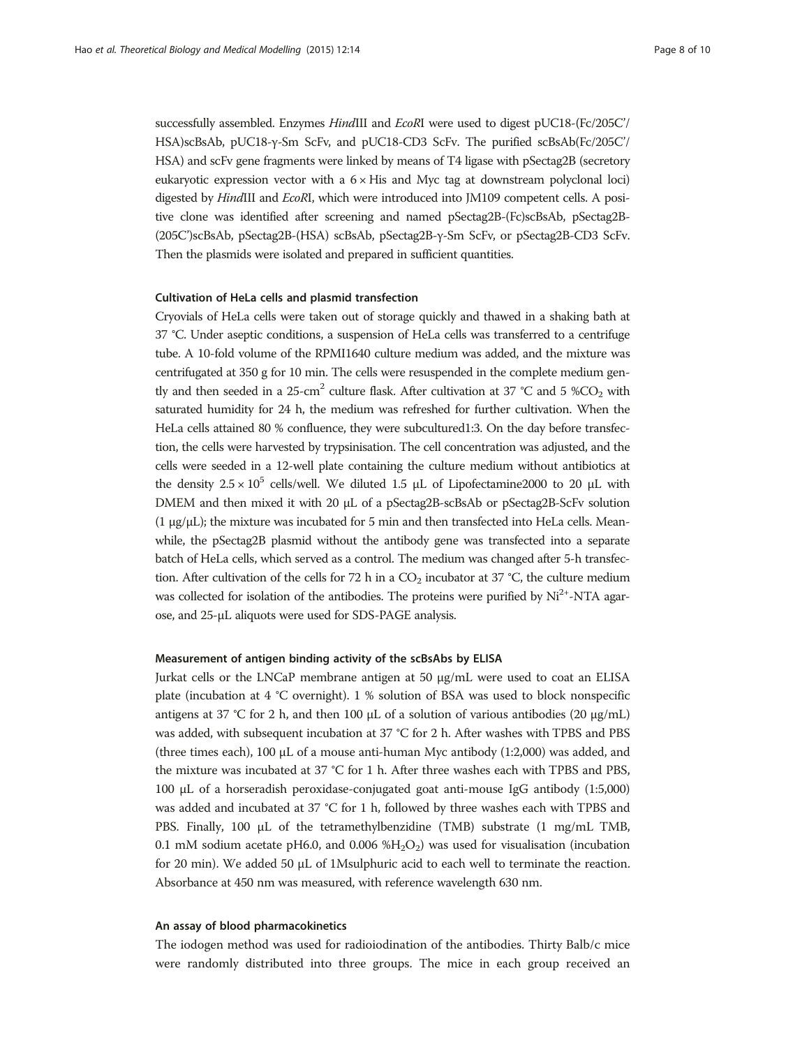successfully assembled. Enzymes *Hind*III and *EcoR*I were used to digest pUC18-(Fc/205C'/HSA)scBsAb, pUC18-γ-Sm ScFv, and pUC18-CD3 ScFv. The purified scBsAb(Fc/205C'/HSA) and scFv gene fragments were linked by means of T4 ligase with pSectag2B (secretory eukaryotic expression vector with a 6 × His and Myc tag at downstream polyclonal loci) digested by *Hind*III and *EcoR*I, which were introduced into JM109 competent cells. A positive clone was identified after screening and named pSectag2B-(Fc)scBsAb, pSectag2B-(205C')scBsAb, pSectag2B-(HSA) scBsAb, pSectag2B-γ-Sm ScFv, or pSectag2B-CD3 ScFv. Then the plasmids were isolated and prepared in sufficient quantities.

#### Cultivation of HeLa cells and plasmid transfection

Cryovials of HeLa cells were taken out of storage quickly and thawed in a shaking bath at 37 °C. Under aseptic conditions, a suspension of HeLa cells was transferred to a centrifuge tube. A 10-fold volume of the RPMI1640 culture medium was added, and the mixture was centrifugated at 350 g for 10 min. The cells were resuspended in the complete medium gently and then seeded in a 25-cm$^2$ culture flask. After cultivation at 37 °C and 5 %$CO_2$ with saturated humidity for 24 h, the medium was refreshed for further cultivation. When the HeLa cells attained 80 % confluence, they were subcultured1:3. On the day before transfection, the cells were harvested by trypsinisation. The cell concentration was adjusted, and the cells were seeded in a 12-well plate containing the culture medium without antibiotics at the density $2.5 \times 10^5$ cells/well. We diluted 1.5 μL of Lipofectamine2000 to 20 μL with DMEM and then mixed it with 20 μL of a pSectag2B-scBsAb or pSectag2B-ScFv solution (1 μg/μL); the mixture was incubated for 5 min and then transfected into HeLa cells. Meanwhile, the pSectag2B plasmid without the antibody gene was transfected into a separate batch of HeLa cells, which served as a control. The medium was changed after 5-h transfection. After cultivation of the cells for 72 h in a $CO_2$ incubator at 37 °C, the culture medium was collected for isolation of the antibodies. The proteins were purified by $Ni^{2+}$-NTA agarose, and 25-μL aliquots were used for SDS-PAGE analysis.

#### Measurement of antigen binding activity of the scBsAbs by ELISA

Jurkat cells or the LNCaP membrane antigen at 50 μg/mL were used to coat an ELISA plate (incubation at 4 °C overnight). 1 % solution of BSA was used to block nonspecific antigens at 37 °C for 2 h, and then 100 μL of a solution of various antibodies (20 μg/mL) was added, with subsequent incubation at 37 °C for 2 h. After washes with TPBS and PBS (three times each), 100 μL of a mouse anti-human Myc antibody (1:2,000) was added, and the mixture was incubated at 37 °C for 1 h. After three washes each with TPBS and PBS, 100 μL of a horseradish peroxidase-conjugated goat anti-mouse IgG antibody (1:5,000) was added and incubated at 37 °C for 1 h, followed by three washes each with TPBS and PBS. Finally, 100 μL of the tetramethylbenzidine (TMB) substrate (1 mg/mL TMB, 0.1 mM sodium acetate pH6.0, and 0.006 %$H_2O_2$) was used for visualisation (incubation for 20 min). We added 50 μL of 1Msulphuric acid to each well to terminate the reaction. Absorbance at 450 nm was measured, with reference wavelength 630 nm.

#### An assay of blood pharmacokinetics

The iodogen method was used for radioiodination of the antibodies. Thirty Balb/c mice were randomly distributed into three groups. The mice in each group received an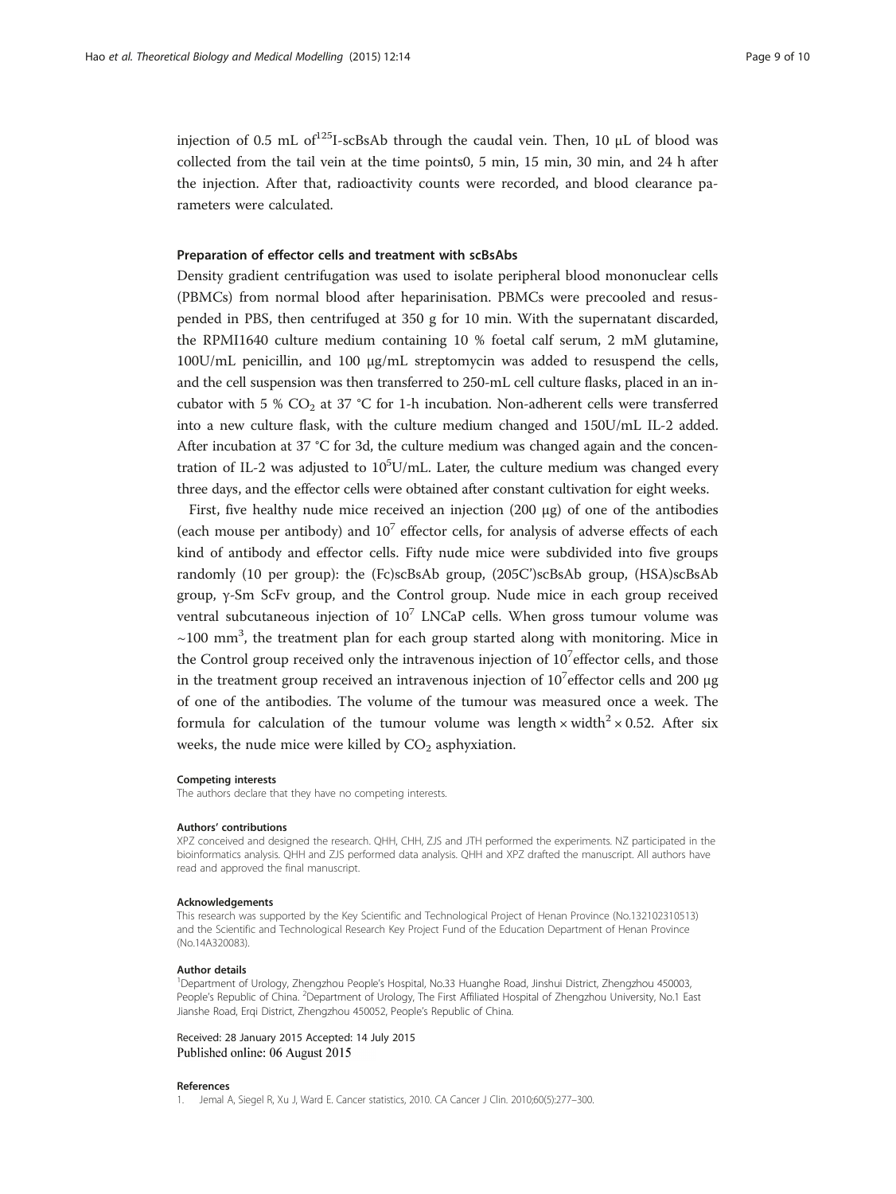injection of 0.5 mL of$^{125}$I-scBsAb through the caudal vein. Then, 10 μL of blood was collected from the tail vein at the time points0, 5 min, 15 min, 30 min, and 24 h after the injection. After that, radioactivity counts were recorded, and blood clearance parameters were calculated.

### Preparation of effector cells and treatment with scBsAbs

Density gradient centrifugation was used to isolate peripheral blood mononuclear cells (PBMCs) from normal blood after heparinisation. PBMCs were precooled and resuspended in PBS, then centrifuged at 350 g for 10 min. With the supernatant discarded, the RPMI1640 culture medium containing 10 % foetal calf serum, 2 mM glutamine, 100U/mL penicillin, and 100 μg/mL streptomycin was added to resuspend the cells, and the cell suspension was then transferred to 250-mL cell culture flasks, placed in an incubator with 5 % $CO_2$ at 37 °C for 1-h incubation. Non-adherent cells were transferred into a new culture flask, with the culture medium changed and 150U/mL IL-2 added. After incubation at 37 °C for 3d, the culture medium was changed again and the concentration of IL-2 was adjusted to $10^5$U/mL. Later, the culture medium was changed every three days, and the effector cells were obtained after constant cultivation for eight weeks.

First, five healthy nude mice received an injection (200 μg) of one of the antibodies (each mouse per antibody) and $10^7$ effector cells, for analysis of adverse effects of each kind of antibody and effector cells. Fifty nude mice were subdivided into five groups randomly (10 per group): the (Fc)scBsAb group, (205C')scBsAb group, (HSA)scBsAb group, γ-Sm ScFv group, and the Control group. Nude mice in each group received ventral subcutaneous injection of $10^7$ LNCaP cells. When gross tumour volume was ~100 mm$^3$, the treatment plan for each group started along with monitoring. Mice in the Control group received only the intravenous injection of $10^7$effector cells, and those in the treatment group received an intravenous injection of $10^7$effector cells and 200 μg of one of the antibodies. The volume of the tumour was measured once a week. The formula for calculation of the tumour volume was $\text{length} \times \text{width}^2 \times 0.52$. After six weeks, the nude mice were killed by $CO_2$ asphyxiation.

#### Competing interests

The authors declare that they have no competing interests.

#### Authors' contributions

XPZ conceived and designed the research. QHH, CHH, ZJS and JTH performed the experiments. NZ participated in the bioinformatics analysis. QHH and ZJS performed data analysis. QHH and XPZ drafted the manuscript. All authors have read and approved the final manuscript.

#### Acknowledgements

This research was supported by the Key Scientific and Technological Project of Henan Province (No.132102310513) and the Scientific and Technological Research Key Project Fund of the Education Department of Henan Province (No.14A320083).

#### Author details

[1]Department of Urology, Zhengzhou People's Hospital, No.33 Huanghe Road, Jinshui District, Zhengzhou 450003, People's Republic of China. [2]Department of Urology, The First Affiliated Hospital of Zhengzhou University, No.1 East Jianshe Road, Erqi District, Zhengzhou 450052, People's Republic of China.

Received: 28 January 2015 Accepted: 14 July 2015
Published online: 06 August 2015

#### References

1. Jemal A, Siegel R, Xu J, Ward E. Cancer statistics, 2010. CA Cancer J Clin. 2010;60(5):277–300.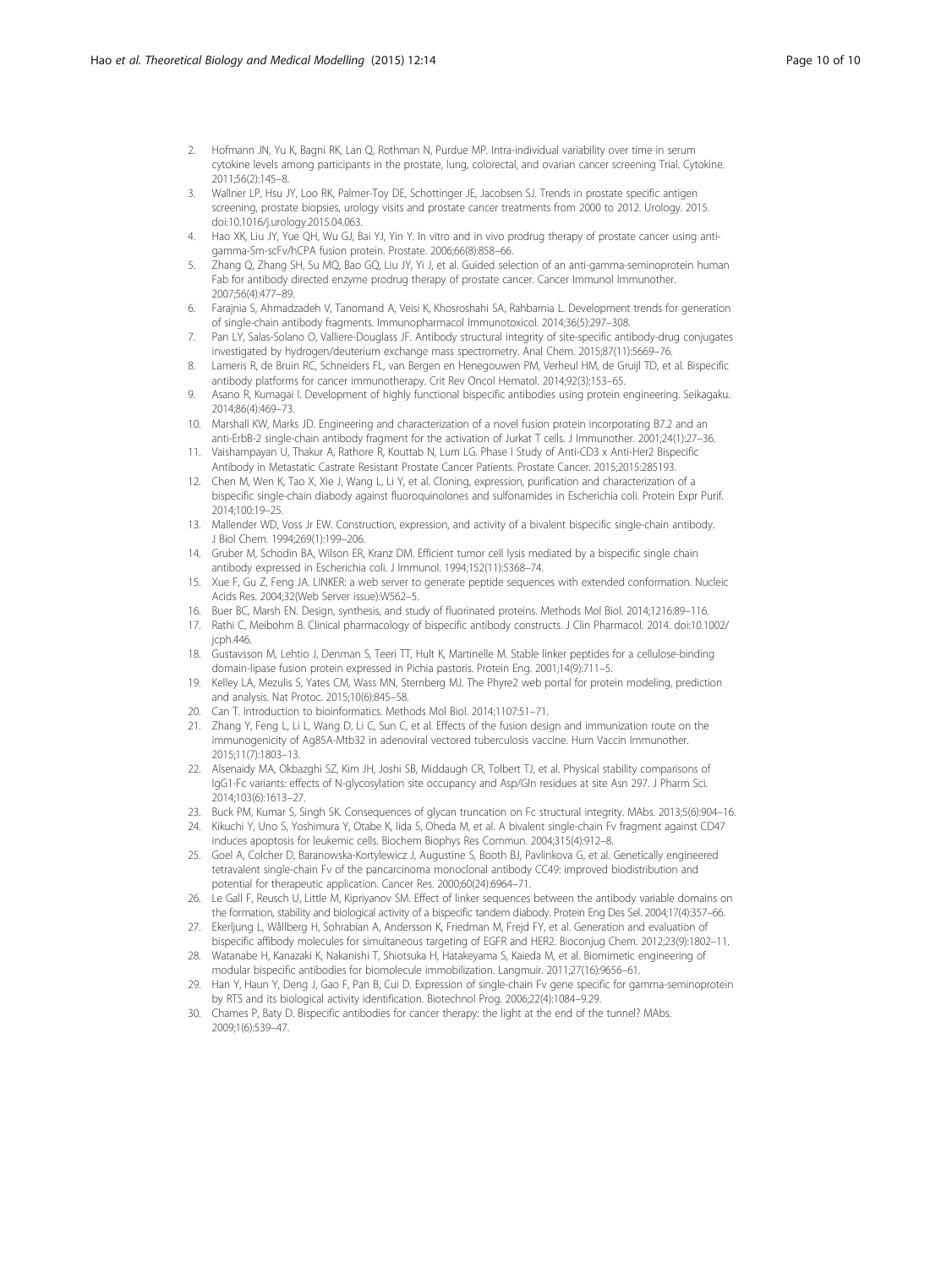2. Hofmann JN, Yu K, Bagni RK, Lan Q, Rothman N, Purdue MP. Intra-individual variability over time in serum cytokine levels among participants in the prostate, lung, colorectal, and ovarian cancer screening Trial. Cytokine. 2011;56(2):145–8.
3. Wallner LP, Hsu JY, Loo RK, Palmer-Toy DE, Schottinger JE, Jacobsen SJ. Trends in prostate specific antigen screening, prostate biopsies, urology visits and prostate cancer treatments from 2000 to 2012. Urology. 2015. doi:10.1016/j.urology.2015.04.063.
4. Hao XK, Liu JY, Yue QH, Wu GJ, Bai YJ, Yin Y. In vitro and in vivo prodrug therapy of prostate cancer using anti-gamma-Sm-scFv/hCPA fusion protein. Prostate. 2006;66(8):858–66.
5. Zhang Q, Zhang SH, Su MQ, Bao GQ, Liu JY, Yi J, et al. Guided selection of an anti-gamma-seminoprotein human Fab for antibody directed enzyme prodrug therapy of prostate cancer. Cancer Immunol Immunother. 2007;56(4):477–89.
6. Farajnia S, Ahmadzadeh V, Tanomand A, Veisi K, Khosroshahi SA, Rahbarnia L. Development trends for generation of single-chain antibody fragments. Immunopharmacol Immunotoxicol. 2014;36(5):297–308.
7. Pan LY, Salas-Solano O, Valliere-Douglass JF. Antibody structural integrity of site-specific antibody-drug conjugates investigated by hydrogen/deuterium exchange mass spectrometry. Anal Chem. 2015;87(11):5669–76.
8. Lameris R, de Bruin RC, Schneiders FL, van Bergen en Henegouwen PM, Verheul HM, de Gruijl TD, et al. Bispecific antibody platforms for cancer immunotherapy. Crit Rev Oncol Hematol. 2014;92(3):153–65.
9. Asano R, Kumagai I. Development of highly functional bispecific antibodies using protein engineering. Seikagaku. 2014;86(4):469–73.
10. Marshall KW, Marks JD. Engineering and characterization of a novel fusion protein incorporating B7.2 and an anti-ErbB-2 single-chain antibody fragment for the activation of Jurkat T cells. J Immunother. 2001;24(1):27–36.
11. Vaishampayan U, Thakur A, Rathore R, Kouttab N, Lum LG. Phase I Study of Anti-CD3 x Anti-Her2 Bispecific Antibody in Metastatic Castrate Resistant Prostate Cancer Patients. Prostate Cancer. 2015;2015:285193.
12. Chen M, Wen K, Tao X, Xie J, Wang L, Li Y, et al. Cloning, expression, purification and characterization of a bispecific single-chain diabody against fluoroquinolones and sulfonamides in Escherichia coli. Protein Expr Purif. 2014;100:19–25.
13. Mallender WD, Voss Jr EW. Construction, expression, and activity of a bivalent bispecific single-chain antibody. J Biol Chem. 1994;269(1):199–206.
14. Gruber M, Schodin BA, Wilson ER, Kranz DM. Efficient tumor cell lysis mediated by a bispecific single chain antibody expressed in Escherichia coli. J Immunol. 1994;152(11):5368–74.
15. Xue F, Gu Z, Feng JA. LINKER: a web server to generate peptide sequences with extended conformation. Nucleic Acids Res. 2004;32(Web Server issue):W562–5.
16. Buer BC, Marsh EN. Design, synthesis, and study of fluorinated proteins. Methods Mol Biol. 2014;1216:89–116.
17. Rathi C, Meibohm B. Clinical pharmacology of bispecific antibody constructs. J Clin Pharmacol. 2014. doi:10.1002/jcph.446.
18. Gustavsson M, Lehtio J, Denman S, Teeri TT, Hult K, Martinelle M. Stable linker peptides for a cellulose-binding domain-lipase fusion protein expressed in Pichia pastoris. Protein Eng. 2001;14(9):711–5.
19. Kelley LA, Mezulis S, Yates CM, Wass MN, Sternberg MJ. The Phyre2 web portal for protein modeling, prediction and analysis. Nat Protoc. 2015;10(6):845–58.
20. Can T. Introduction to bioinformatics. Methods Mol Biol. 2014;1107:51–71.
21. Zhang Y, Feng L, Li L, Wang D, Li C, Sun C, et al. Effects of the fusion design and immunization route on the immunogenicity of Ag85A-Mtb32 in adenoviral vectored tuberculosis vaccine. Hum Vaccin Immunother. 2015;11(7):1803–13.
22. Alsenaidy MA, Okbazghi SZ, Kim JH, Joshi SB, Middaugh CR, Tolbert TJ, et al. Physical stability comparisons of IgG1-Fc variants: effects of N-glycosylation site occupancy and Asp/Gln residues at site Asn 297. J Pharm Sci. 2014;103(6):1613–27.
23. Buck PM, Kumar S, Singh SK. Consequences of glycan truncation on Fc structural integrity. MAbs. 2013;5(6):904–16.
24. Kikuchi Y, Uno S, Yoshimura Y, Otabe K, Iida S, Oheda M, et al. A bivalent single-chain Fv fragment against CD47 induces apoptosis for leukemic cells. Biochem Biophys Res Commun. 2004;315(4):912–8.
25. Goel A, Colcher D, Baranowska-Kortylewicz J, Augustine S, Booth BJ, Pavlinkova G, et al. Genetically engineered tetravalent single-chain Fv of the pancarcinoma monoclonal antibody CC49: improved biodistribution and potential for therapeutic application. Cancer Res. 2000;60(24):6964–71.
26. Le Gall F, Reusch U, Little M, Kipriyanov SM. Effect of linker sequences between the antibody variable domains on the formation, stability and biological activity of a bispecific tandem diabody. Protein Eng Des Sel. 2004;17(4):357–66.
27. Ekerljung L, Wållberg H, Sohrabian A, Andersson K, Friedman M, Frejd FY, et al. Generation and evaluation of bispecific affibody molecules for simultaneous targeting of EGFR and HER2. Bioconjug Chem. 2012;23(9):1802–11.
28. Watanabe H, Kanazaki K, Nakanishi T, Shiotsuka H, Hatakeyama S, Kaieda M, et al. Biomimetic engineering of modular bispecific antibodies for biomolecule immobilization. Langmuir. 2011;27(16):9656–61.
29. Han Y, Haun Y, Deng J, Gao F, Pan B, Cui D. Expression of single-chain Fv gene specific for gamma-seminoprotein by RTS and its biological activity identification. Biotechnol Prog. 2006;22(4):1084–9.29.
30. Chames P, Baty D. Bispecific antibodies for cancer therapy: the light at the end of the tunnel? MAbs. 2009;1(6):539–47.